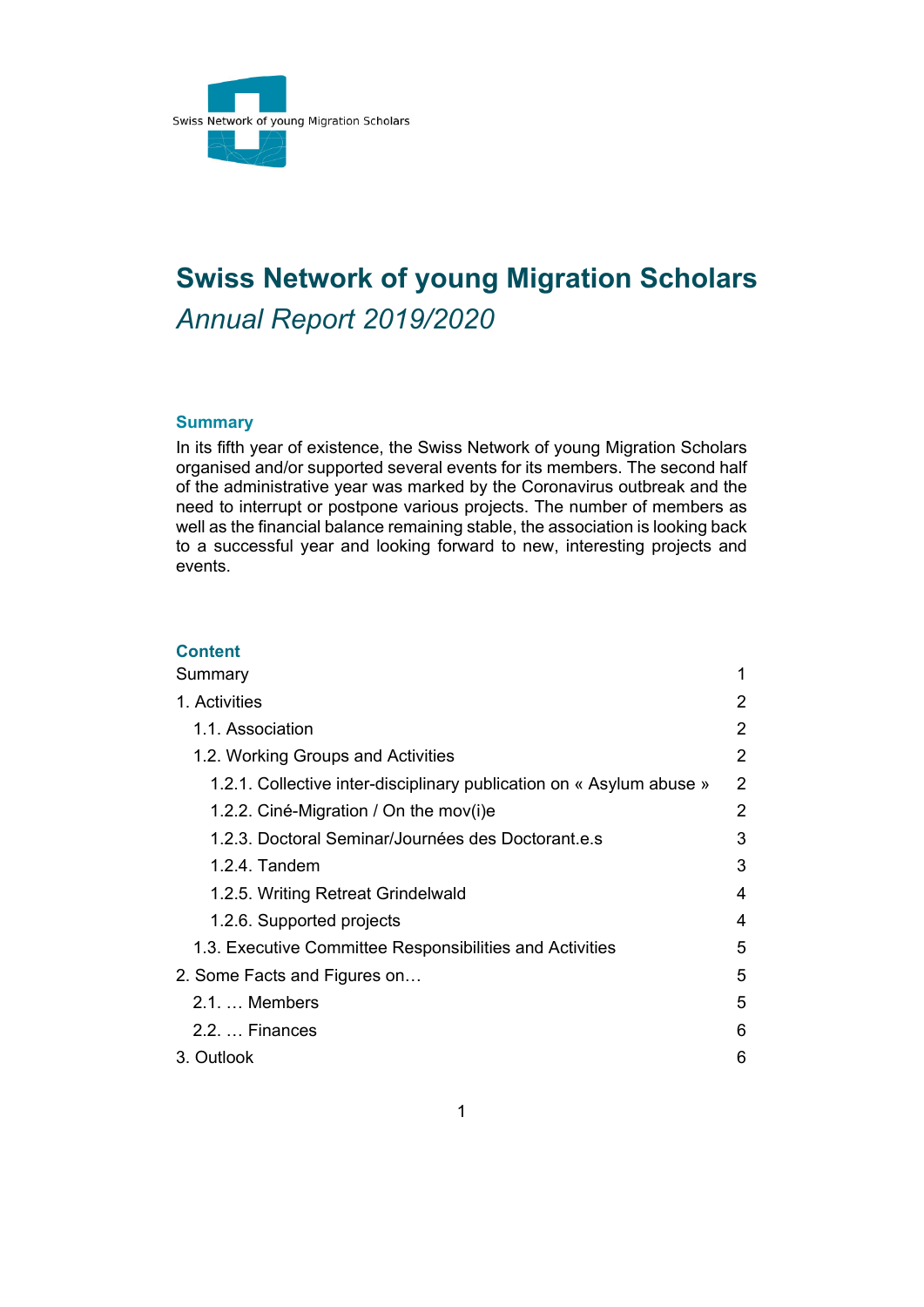Swiss Network of young Migration Scholars

# Swiss Network of young Migration Scholars

*Annual Report 2019/2020*

## Summary

In its fifth year of existence, the Swiss Network of young Migration Scholars organised and/or supported several events for its members. The second half of the administrative year was marked by the Coronavirus outbreak and the need to interrupt or postpone various projects. The number of members as well as the financial balance remaining stable, the association is looking back to a successful year and looking forward to new, interesting projects and events.

## Content

| | |
|---|---|
| Summary | 1 |
| 1. Activities | 2 |
| 1.1. Association | 2 |
| 1.2. Working Groups and Activities | 2 |
| 1.2.1. Collective inter-disciplinary publication on « Asylum abuse » | 2 |
| 1.2.2. Ciné-Migration / On the mov(i)e | 2 |
| 1.2.3. Doctoral Seminar/Journées des Doctorant.e.s | 3 |
| 1.2.4. Tandem | 3 |
| 1.2.5. Writing Retreat Grindelwald | 4 |
| 1.2.6. Supported projects | 4 |
| 1.3. Executive Committee Responsibilities and Activities | 5 |
| 2. Some Facts and Figures on… | 5 |
| 2.1. … Members | 5 |
| 2.2. … Finances | 6 |
| 3. Outlook | 6 |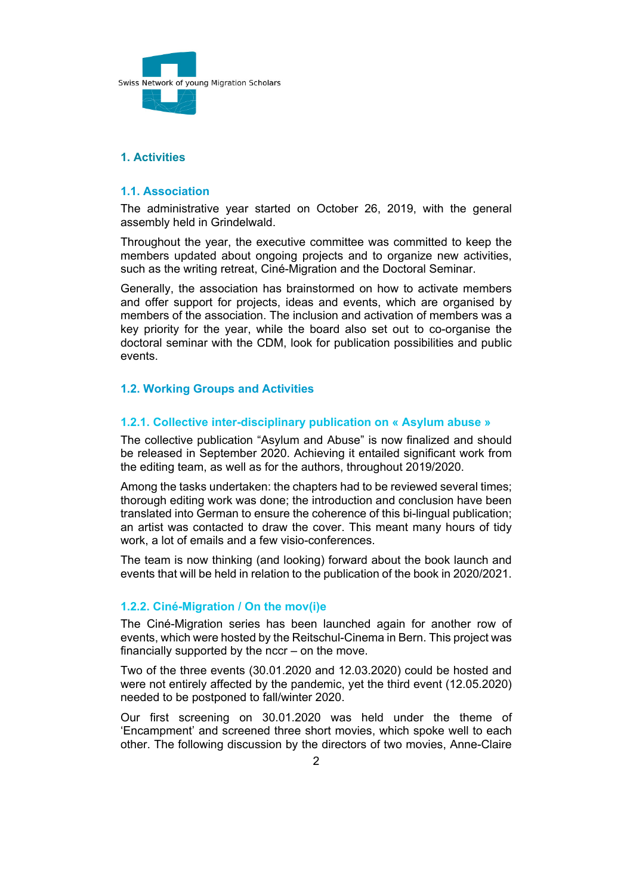# 1. Activities

## 1.1. Association

The administrative year started on October 26, 2019, with the general assembly held in Grindelwald.

Throughout the year, the executive committee was committed to keep the members updated about ongoing projects and to organize new activities, such as the writing retreat, Ciné-Migration and the Doctoral Seminar.

Generally, the association has brainstormed on how to activate members and offer support for projects, ideas and events, which are organised by members of the association. The inclusion and activation of members was a key priority for the year, while the board also set out to co-organise the doctoral seminar with the CDM, look for publication possibilities and public events.

## 1.2. Working Groups and Activities

### 1.2.1. Collective inter-disciplinary publication on « Asylum abuse »

The collective publication "Asylum and Abuse" is now finalized and should be released in September 2020. Achieving it entailed significant work from the editing team, as well as for the authors, throughout 2019/2020.

Among the tasks undertaken: the chapters had to be reviewed several times; thorough editing work was done; the introduction and conclusion have been translated into German to ensure the coherence of this bi-lingual publication; an artist was contacted to draw the cover. This meant many hours of tidy work, a lot of emails and a few visio-conferences.

The team is now thinking (and looking) forward about the book launch and events that will be held in relation to the publication of the book in 2020/2021.

### 1.2.2. Ciné-Migration / On the mov(i)e

The Ciné-Migration series has been launched again for another row of events, which were hosted by the Reitschul-Cinema in Bern. This project was financially supported by the nccr – on the move.

Two of the three events (30.01.2020 and 12.03.2020) could be hosted and were not entirely affected by the pandemic, yet the third event (12.05.2020) needed to be postponed to fall/winter 2020.

Our first screening on 30.01.2020 was held under the theme of 'Encampment' and screened three short movies, which spoke well to each other. The following discussion by the directors of two movies, Anne-Claire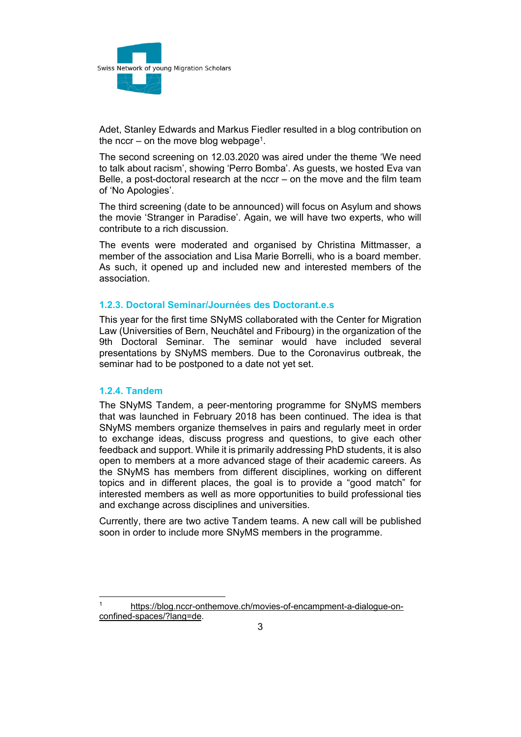Adet, Stanley Edwards and Markus Fiedler resulted in a blog contribution on the nccr – on the move blog webpage[1].

The second screening on 12.03.2020 was aired under the theme 'We need to talk about racism', showing 'Perro Bomba'. As guests, we hosted Eva van Belle, a post-doctoral research at the nccr – on the move and the film team of 'No Apologies'.

The third screening (date to be announced) will focus on Asylum and shows the movie 'Stranger in Paradise'. Again, we will have two experts, who will contribute to a rich discussion.

The events were moderated and organised by Christina Mittmasser, a member of the association and Lisa Marie Borrelli, who is a board member. As such, it opened up and included new and interested members of the association.

### 1.2.3. Doctoral Seminar/Journées des Doctorant.e.s

This year for the first time SNyMS collaborated with the Center for Migration Law (Universities of Bern, Neuchâtel and Fribourg) in the organization of the 9th Doctoral Seminar. The seminar would have included several presentations by SNyMS members. Due to the Coronavirus outbreak, the seminar had to be postponed to a date not yet set.

### 1.2.4. Tandem

The SNyMS Tandem, a peer-mentoring programme for SNyMS members that was launched in February 2018 has been continued. The idea is that SNyMS members organize themselves in pairs and regularly meet in order to exchange ideas, discuss progress and questions, to give each other feedback and support. While it is primarily addressing PhD students, it is also open to members at a more advanced stage of their academic careers. As the SNyMS has members from different disciplines, working on different topics and in different places, the goal is to provide a "good match" for interested members as well as more opportunities to build professional ties and exchange across disciplines and universities.

Currently, there are two active Tandem teams. A new call will be published soon in order to include more SNyMS members in the programme.

---

[1] https://blog.nccr-onthemove.ch/movies-of-encampment-a-dialogue-on-confined-spaces/?lang=de.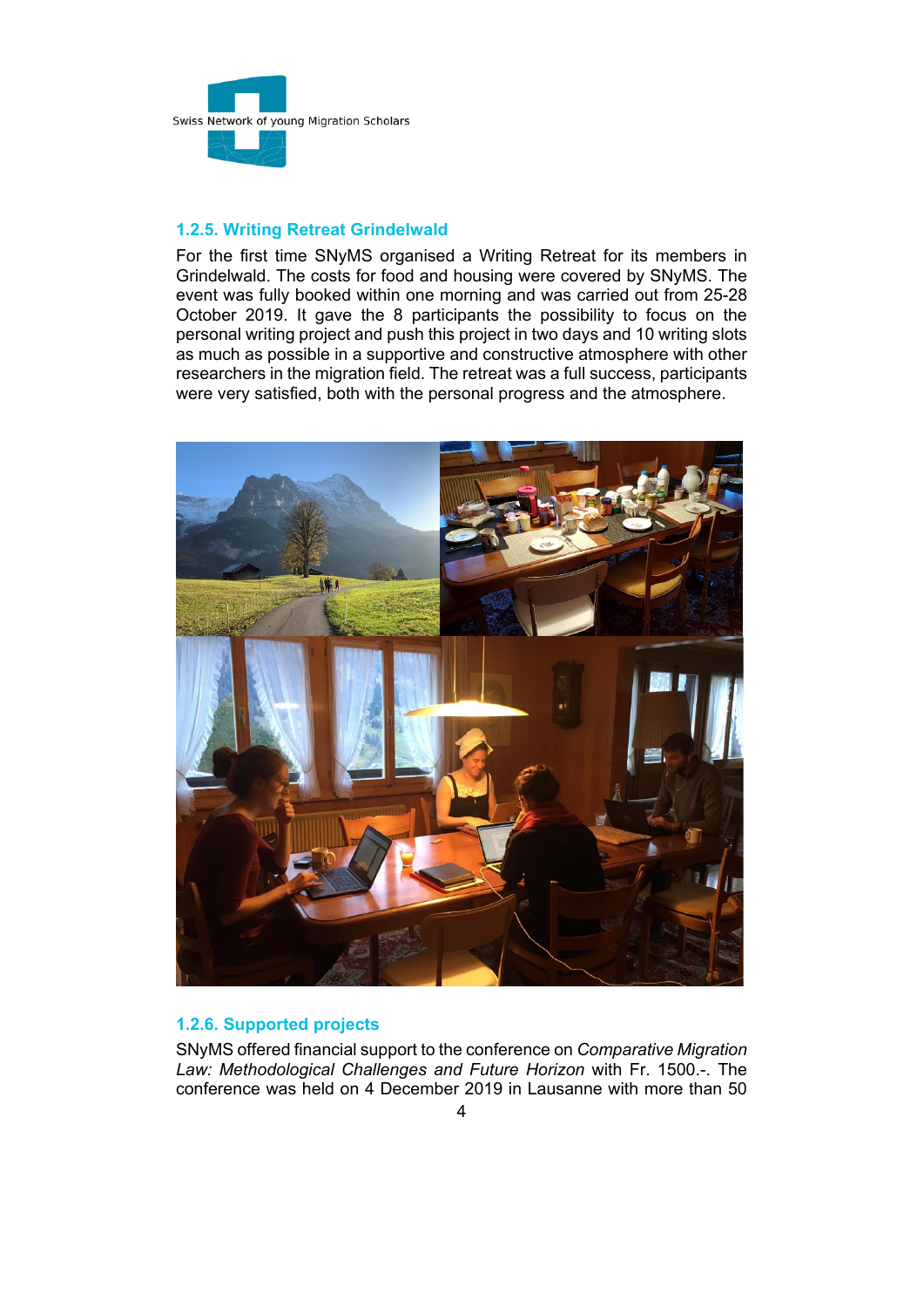### 1.2.5. Writing Retreat Grindelwald

For the first time SNyMS organised a Writing Retreat for its members in Grindelwald. The costs for food and housing were covered by SNyMS. The event was fully booked within one morning and was carried out from 25-28 October 2019. It gave the 8 participants the possibility to focus on the personal writing project and push this project in two days and 10 writing slots as much as possible in a supportive and constructive atmosphere with other researchers in the migration field. The retreat was a full success, participants were very satisfied, both with the personal progress and the atmosphere.

### 1.2.6. Supported projects

SNyMS offered financial support to the conference on *Comparative Migration Law: Methodological Challenges and Future Horizon* with Fr. 1500.-. The conference was held on 4 December 2019 in Lausanne with more than 50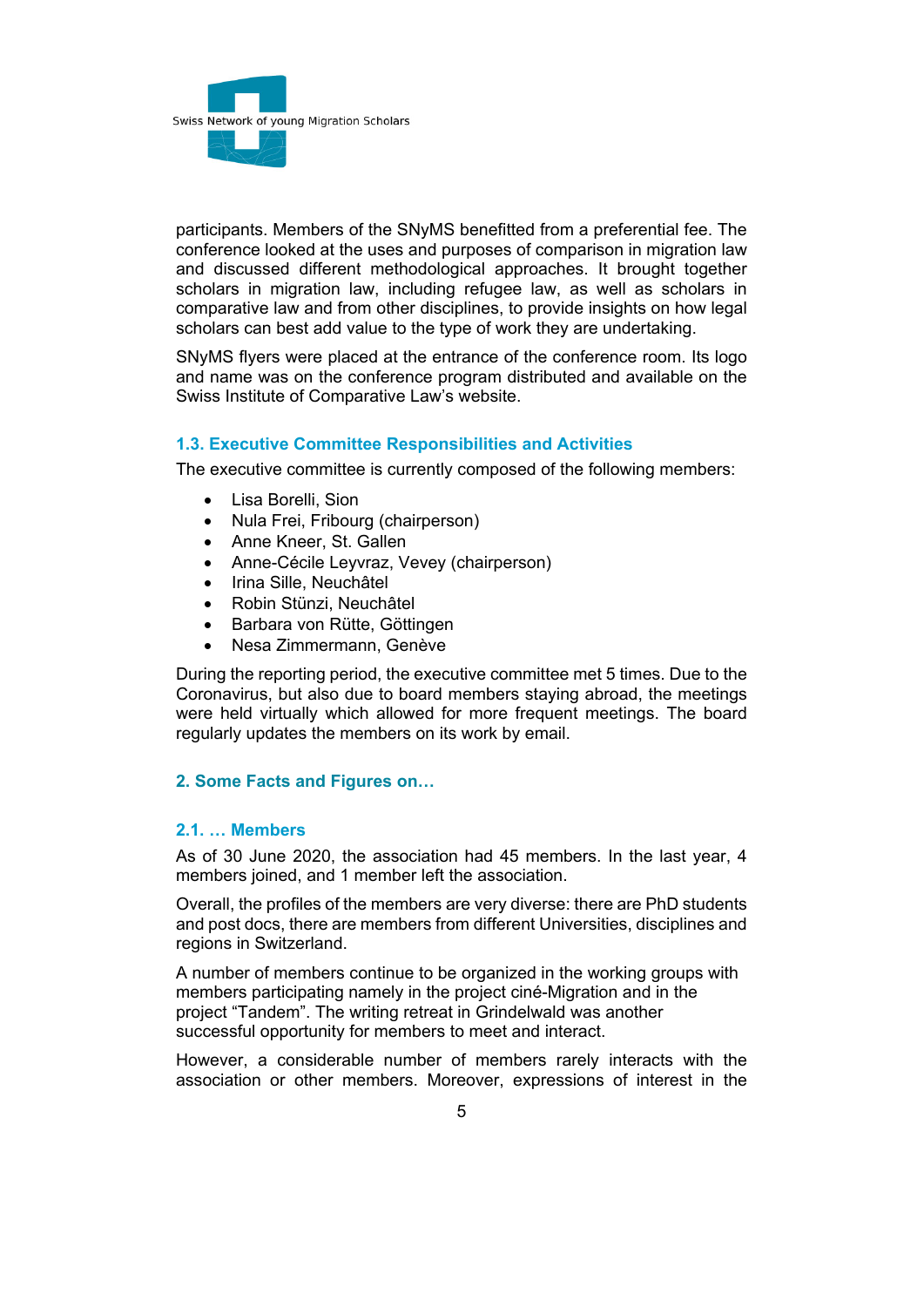participants. Members of the SNyMS benefitted from a preferential fee. The conference looked at the uses and purposes of comparison in migration law and discussed different methodological approaches. It brought together scholars in migration law, including refugee law, as well as scholars in comparative law and from other disciplines, to provide insights on how legal scholars can best add value to the type of work they are undertaking.

SNyMS flyers were placed at the entrance of the conference room. Its logo and name was on the conference program distributed and available on the Swiss Institute of Comparative Law's website.

### 1.3. Executive Committee Responsibilities and Activities

The executive committee is currently composed of the following members:

- Lisa Borelli, Sion
- Nula Frei, Fribourg (chairperson)
- Anne Kneer, St. Gallen
- Anne-Cécile Leyvraz, Vevey (chairperson)
- Irina Sille, Neuchâtel
- Robin Stünzi, Neuchâtel
- Barbara von Rütte, Göttingen
- Nesa Zimmermann, Genève

During the reporting period, the executive committee met 5 times. Due to the Coronavirus, but also due to board members staying abroad, the meetings were held virtually which allowed for more frequent meetings. The board regularly updates the members on its work by email.

## 2. Some Facts and Figures on…

### 2.1. … Members

As of 30 June 2020, the association had 45 members. In the last year, 4 members joined, and 1 member left the association.

Overall, the profiles of the members are very diverse: there are PhD students and post docs, there are members from different Universities, disciplines and regions in Switzerland.

A number of members continue to be organized in the working groups with members participating namely in the project ciné-Migration and in the project "Tandem". The writing retreat in Grindelwald was another successful opportunity for members to meet and interact.

However, a considerable number of members rarely interacts with the association or other members. Moreover, expressions of interest in the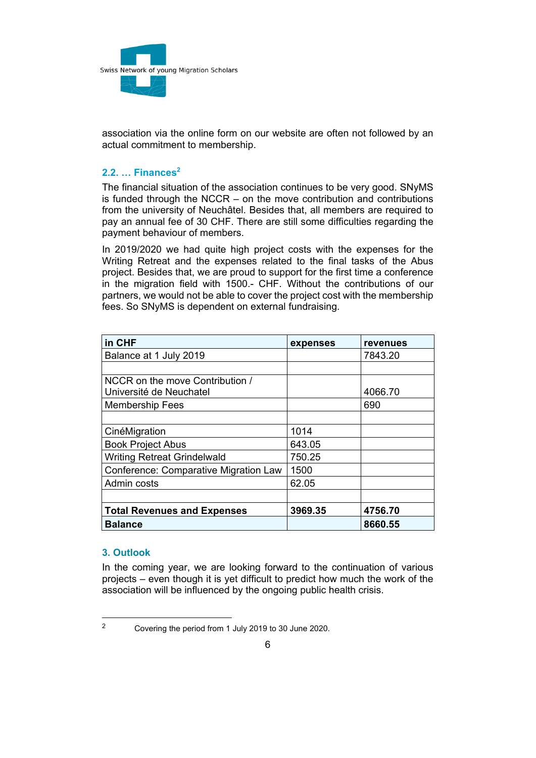association via the online form on our website are often not followed by an actual commitment to membership.

### 2.2. … Finances[2]

The financial situation of the association continues to be very good. SNyMS is funded through the NCCR – on the move contribution and contributions from the university of Neuchâtel. Besides that, all members are required to pay an annual fee of 30 CHF. There are still some difficulties regarding the payment behaviour of members.

In 2019/2020 we had quite high project costs with the expenses for the Writing Retreat and the expenses related to the final tasks of the Abus project. Besides that, we are proud to support for the first time a conference in the migration field with 1500.- CHF. Without the contributions of our partners, we would not be able to cover the project cost with the membership fees. So SNyMS is dependent on external fundraising.

| in CHF | expenses | revenues |
|---|---|---|
| Balance at 1 July 2019 | | 7843.20 |
| | | |
| NCCR on the move Contribution / Université de Neuchatel | | 4066.70 |
| Membership Fees | | 690 |
| | | |
| CinéMigration | 1014 | |
| Book Project Abus | 643.05 | |
| Writing Retreat Grindelwald | 750.25 | |
| Conference: Comparative Migration Law | 1500 | |
| Admin costs | 62.05 | |
| | | |
| **Total Revenues and Expenses** | **3969.35** | **4756.70** |
| **Balance** | | **8660.55** |

## 3. Outlook

In the coming year, we are looking forward to the continuation of various projects – even though it is yet difficult to predict how much the work of the association will be influenced by the ongoing public health crisis.

---

[2] Covering the period from 1 July 2019 to 30 June 2020.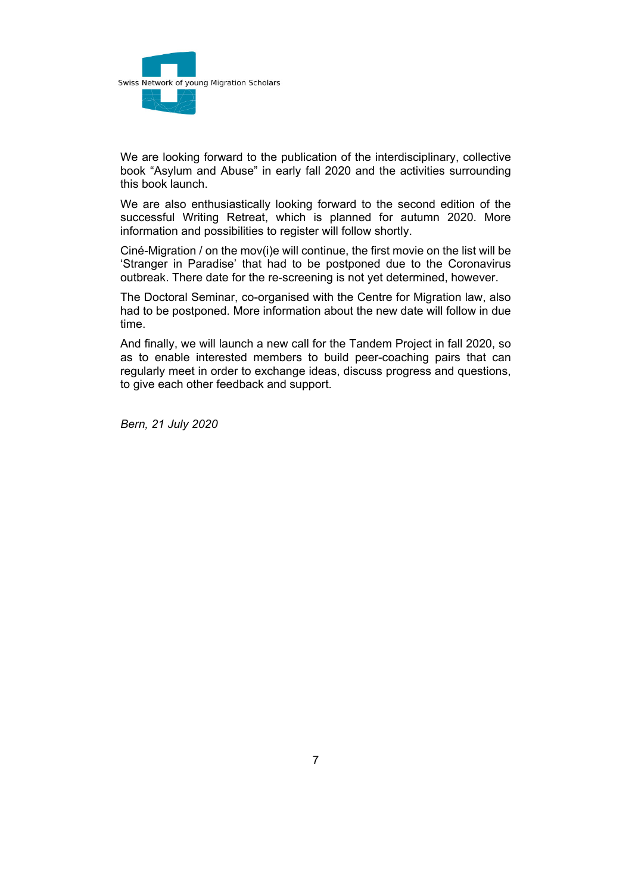We are looking forward to the publication of the interdisciplinary, collective book “Asylum and Abuse” in early fall 2020 and the activities surrounding this book launch.

We are also enthusiastically looking forward to the second edition of the successful Writing Retreat, which is planned for autumn 2020. More information and possibilities to register will follow shortly.

Ciné-Migration / on the mov(i)e will continue, the first movie on the list will be ‘Stranger in Paradise’ that had to be postponed due to the Coronavirus outbreak. There date for the re-screening is not yet determined, however.

The Doctoral Seminar, co-organised with the Centre for Migration law, also had to be postponed. More information about the new date will follow in due time.

And finally, we will launch a new call for the Tandem Project in fall 2020, so as to enable interested members to build peer-coaching pairs that can regularly meet in order to exchange ideas, discuss progress and questions, to give each other feedback and support.

*Bern, 21 July 2020*